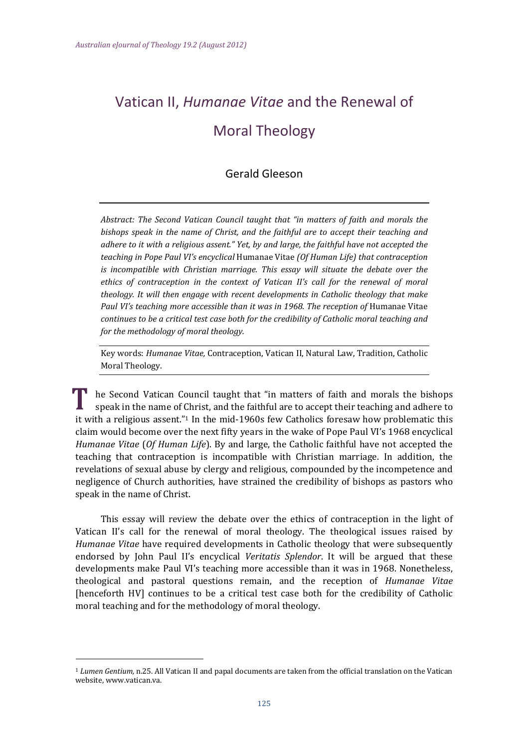# Vatican II, *Humanae Vitae* and the Renewal of Moral Theology

Gerald Gleeson

*Abstract: The Second Vatican Council taught that "in matters of faith and morals the bishops speak in the name of Christ, and the faithful are to accept their teaching and adhere to it with a religious assent." Yet, by and large, the faithful have not accepted the teaching in Pope Paul VI's encyclical* Humanae Vitae *(Of Human Life) that contraception is incompatible with Christian marriage. This essay will situate the debate over the ethics of contraception in the context of Vatican II's call for the renewal of moral theology. It will then engage with recent developments in Catholic theology that make Paul VI's teaching more accessible than it was in 1968. The reception of* Humanae Vitae *continues to be a critical test case both for the credibility of Catholic moral teaching and for the methodology of moral theology.*

Key words: *Humanae Vitae,* Contraception, Vatican II, Natural Law, Tradition, Catholic Moral Theology.

The Second Vatican Council taught that "in matters of faith and morals the bishops speak in the name of Christ, and the faithful are to accept their teaching and adhere to it with a religious assent."[1] In the mid-1960s few Catholics foresaw how problematic this claim would become over the next fifty years in the wake of Pope Paul VI's 1968 encyclical *Humanae Vitae* (*Of Human Life*). By and large, the Catholic faithful have not accepted the teaching that contraception is incompatible with Christian marriage. In addition, the revelations of sexual abuse by clergy and religious, compounded by the incompetence and negligence of Church authorities, have strained the credibility of bishops as pastors who speak in the name of Christ.

This essay will review the debate over the ethics of contraception in the light of Vatican II's call for the renewal of moral theology. The theological issues raised by *Humanae Vitae* have required developments in Catholic theology that were subsequently endorsed by John Paul II's encyclical *Veritatis Splendor*. It will be argued that these developments make Paul VI's teaching more accessible than it was in 1968. Nonetheless, theological and pastoral questions remain, and the reception of *Humanae Vitae* [henceforth HV] continues to be a critical test case both for the credibility of Catholic moral teaching and for the methodology of moral theology.

[1] *Lumen Gentium,* n.25. All Vatican II and papal documents are taken from the official translation on the Vatican website, www.vatican.va.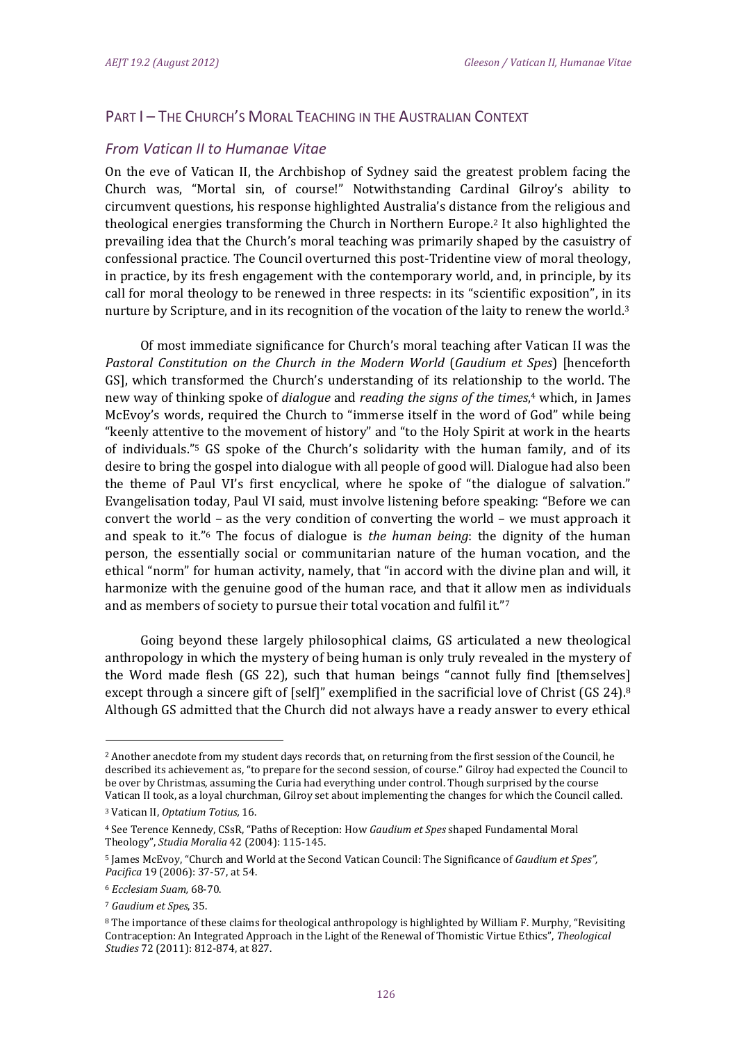## PART I – THE CHURCH'S MORAL TEACHING IN THE AUSTRALIAN CONTEXT

### *From Vatican II to Humanae Vitae*

On the eve of Vatican II, the Archbishop of Sydney said the greatest problem facing the Church was, "Mortal sin, of course!" Notwithstanding Cardinal Gilroy's ability to circumvent questions, his response highlighted Australia's distance from the religious and theological energies transforming the Church in Northern Europe.[2] It also highlighted the prevailing idea that the Church's moral teaching was primarily shaped by the casuistry of confessional practice. The Council overturned this post-Tridentine view of moral theology, in practice, by its fresh engagement with the contemporary world, and, in principle, by its call for moral theology to be renewed in three respects: in its "scientific exposition", in its nurture by Scripture, and in its recognition of the vocation of the laity to renew the world.[3]

Of most immediate significance for Church's moral teaching after Vatican II was the *Pastoral Constitution on the Church in the Modern World* (*Gaudium et Spes*) [henceforth GS], which transformed the Church's understanding of its relationship to the world. The new way of thinking spoke of *dialogue* and *reading the signs of the times*,[4] which, in James McEvoy's words, required the Church to "immerse itself in the word of God" while being "keenly attentive to the movement of history" and "to the Holy Spirit at work in the hearts of individuals."[5] GS spoke of the Church's solidarity with the human family, and of its desire to bring the gospel into dialogue with all people of good will. Dialogue had also been the theme of Paul VI's first encyclical, where he spoke of "the dialogue of salvation." Evangelisation today, Paul VI said, must involve listening before speaking: "Before we can convert the world – as the very condition of converting the world – we must approach it and speak to it."[6] The focus of dialogue is *the human being*: the dignity of the human person, the essentially social or communitarian nature of the human vocation, and the ethical "norm" for human activity, namely, that "in accord with the divine plan and will, it harmonize with the genuine good of the human race, and that it allow men as individuals and as members of society to pursue their total vocation and fulfil it."[7]

Going beyond these largely philosophical claims, GS articulated a new theological anthropology in which the mystery of being human is only truly revealed in the mystery of the Word made flesh (GS 22), such that human beings "cannot fully find [themselves] except through a sincere gift of [self]" exemplified in the sacrificial love of Christ (GS 24).[8] Although GS admitted that the Church did not always have a ready answer to every ethical

---

[2] Another anecdote from my student days records that, on returning from the first session of the Council, he described its achievement as, "to prepare for the second session, of course." Gilroy had expected the Council to be over by Christmas, assuming the Curia had everything under control. Though surprised by the course Vatican II took, as a loyal churchman, Gilroy set about implementing the changes for which the Council called.

[3] Vatican II, *Optatium Totius,* 16.

[4] See Terence Kennedy, CSsR, "Paths of Reception: How *Gaudium et Spes* shaped Fundamental Moral Theology", *Studia Moralia* 42 (2004): 115-145.

[5] James McEvoy, "Church and World at the Second Vatican Council: The Significance of *Gaudium et Spes", Pacifica* 19 (2006): 37-57, at 54.

[6] *Ecclesiam Suam,* 68-70.

[7] *Gaudium et Spes*, 35.

[8] The importance of these claims for theological anthropology is highlighted by William F. Murphy, "Revisiting Contraception: An Integrated Approach in the Light of the Renewal of Thomistic Virtue Ethics", *Theological Studies* 72 (2011): 812-874, at 827.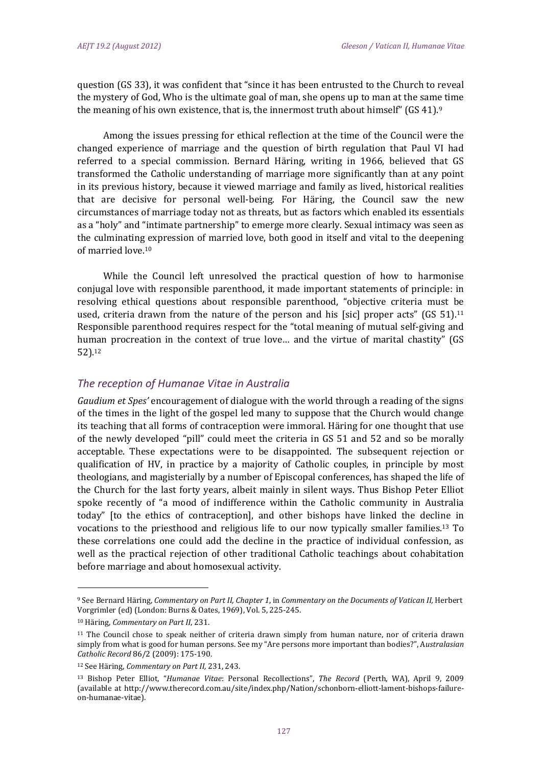question (GS 33), it was confident that "since it has been entrusted to the Church to reveal the mystery of God, Who is the ultimate goal of man, she opens up to man at the same time the meaning of his own existence, that is, the innermost truth about himself" (GS 41).[9]

Among the issues pressing for ethical reflection at the time of the Council were the changed experience of marriage and the question of birth regulation that Paul VI had referred to a special commission. Bernard Häring, writing in 1966, believed that GS transformed the Catholic understanding of marriage more significantly than at any point in its previous history, because it viewed marriage and family as lived, historical realities that are decisive for personal well-being. For Häring, the Council saw the new circumstances of marriage today not as threats, but as factors which enabled its essentials as a "holy" and "intimate partnership" to emerge more clearly. Sexual intimacy was seen as the culminating expression of married love, both good in itself and vital to the deepening of married love.[10]

While the Council left unresolved the practical question of how to harmonise conjugal love with responsible parenthood, it made important statements of principle: in resolving ethical questions about responsible parenthood, "objective criteria must be used, criteria drawn from the nature of the person and his [sic] proper acts" (GS 51).[11] Responsible parenthood requires respect for the "total meaning of mutual self-giving and human procreation in the context of true love… and the virtue of marital chastity" (GS 52).[12]

## *The reception of Humanae Vitae in Australia*

*Gaudium et Spes'* encouragement of dialogue with the world through a reading of the signs of the times in the light of the gospel led many to suppose that the Church would change its teaching that all forms of contraception were immoral. Häring for one thought that use of the newly developed "pill" could meet the criteria in GS 51 and 52 and so be morally acceptable. These expectations were to be disappointed. The subsequent rejection or qualification of HV, in practice by a majority of Catholic couples, in principle by most theologians, and magisterially by a number of Episcopal conferences, has shaped the life of the Church for the last forty years, albeit mainly in silent ways. Thus Bishop Peter Elliot spoke recently of "a mood of indifference within the Catholic community in Australia today" [to the ethics of contraception], and other bishops have linked the decline in vocations to the priesthood and religious life to our now typically smaller families.[13] To these correlations one could add the decline in the practice of individual confession, as well as the practical rejection of other traditional Catholic teachings about cohabitation before marriage and about homosexual activity.

---

[9] See Bernard Häring, *Commentary on Part II, Chapter 1*, in *Commentary on the Documents of Vatican II,* Herbert Vorgrimler (ed) (London: Burns & Oates, 1969), Vol. 5, 225-245.

[10] Häring, *Commentary on Part II*, 231.

[11] The Council chose to speak neither of criteria drawn simply from human nature, nor of criteria drawn simply from what is good for human persons. See my "Are persons more important than bodies?", *Australasian Catholic Record* 86/2 (2009): 175-190.

[12] See Häring, *Commentary on Part II,* 231, 243.

[13] Bishop Peter Elliot, "*Humanae Vitae*: Personal Recollections", *The Record* (Perth, WA), April 9, 2009 (available at http://www.therecord.com.au/site/index.php/Nation/schonborn-elliott-lament-bishops-failure-on-humanae-vitae).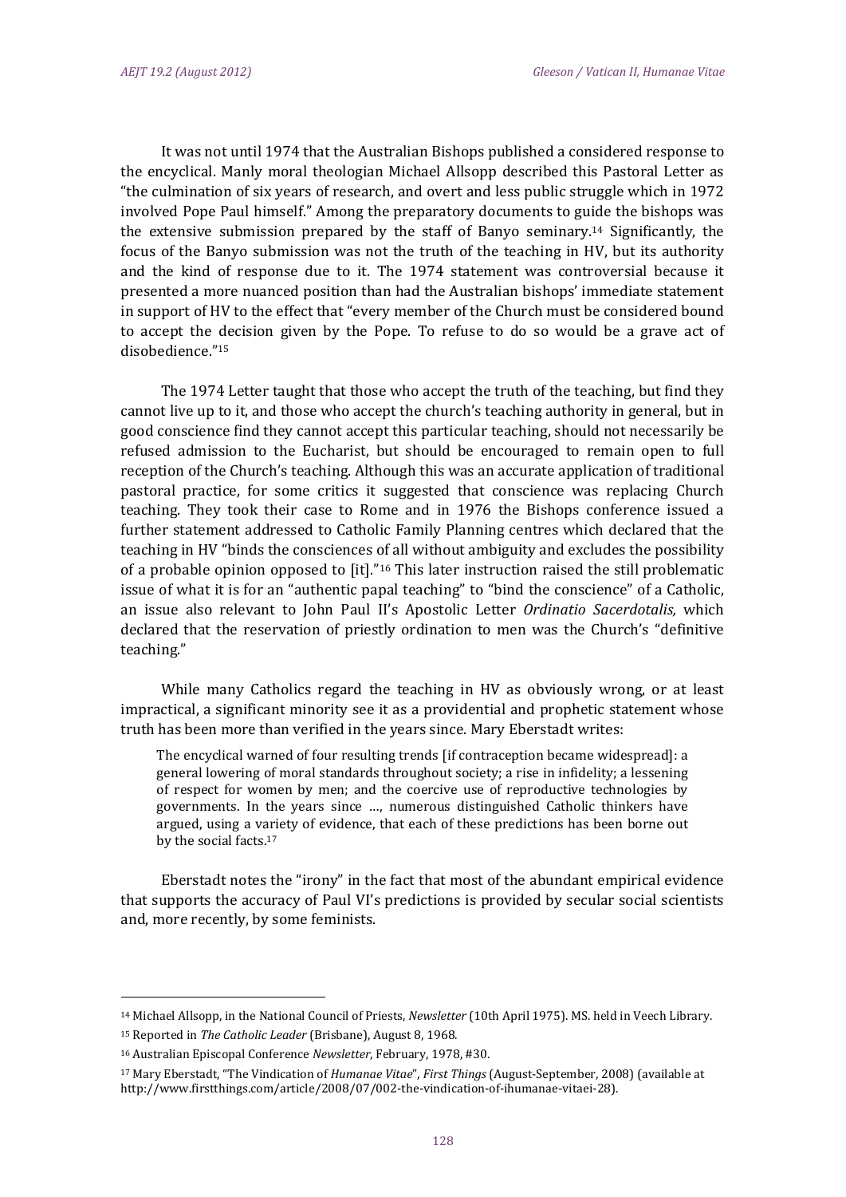It was not until 1974 that the Australian Bishops published a considered response to the encyclical. Manly moral theologian Michael Allsopp described this Pastoral Letter as "the culmination of six years of research, and overt and less public struggle which in 1972 involved Pope Paul himself." Among the preparatory documents to guide the bishops was the extensive submission prepared by the staff of Banyo seminary.[14] Significantly, the focus of the Banyo submission was not the truth of the teaching in HV, but its authority and the kind of response due to it. The 1974 statement was controversial because it presented a more nuanced position than had the Australian bishops' immediate statement in support of HV to the effect that "every member of the Church must be considered bound to accept the decision given by the Pope. To refuse to do so would be a grave act of disobedience."[15]

The 1974 Letter taught that those who accept the truth of the teaching, but find they cannot live up to it, and those who accept the church's teaching authority in general, but in good conscience find they cannot accept this particular teaching, should not necessarily be refused admission to the Eucharist, but should be encouraged to remain open to full reception of the Church's teaching. Although this was an accurate application of traditional pastoral practice, for some critics it suggested that conscience was replacing Church teaching. They took their case to Rome and in 1976 the Bishops conference issued a further statement addressed to Catholic Family Planning centres which declared that the teaching in HV "binds the consciences of all without ambiguity and excludes the possibility of a probable opinion opposed to [it]."[16] This later instruction raised the still problematic issue of what it is for an "authentic papal teaching" to "bind the conscience" of a Catholic, an issue also relevant to John Paul II's Apostolic Letter *Ordinatio Sacerdotalis,* which declared that the reservation of priestly ordination to men was the Church's "definitive teaching."

While many Catholics regard the teaching in HV as obviously wrong, or at least impractical, a significant minority see it as a providential and prophetic statement whose truth has been more than verified in the years since. Mary Eberstadt writes:

> The encyclical warned of four resulting trends [if contraception became widespread]: a general lowering of moral standards throughout society; a rise in infidelity; a lessening of respect for women by men; and the coercive use of reproductive technologies by governments. In the years since …, numerous distinguished Catholic thinkers have argued, using a variety of evidence, that each of these predictions has been borne out by the social facts.[17]

Eberstadt notes the "irony" in the fact that most of the abundant empirical evidence that supports the accuracy of Paul VI's predictions is provided by secular social scientists and, more recently, by some feminists.

---

[14] Michael Allsopp, in the National Council of Priests, *Newsletter* (10th April 1975). MS. held in Veech Library.

[15] Reported in *The Catholic Leader* (Brisbane), August 8, 1968.

[16] Australian Episcopal Conference *Newsletter*, February, 1978, #30.

[17] Mary Eberstadt, "The Vindication of *Humanae Vitae*", *First Things* (August-September, 2008) (available at http://www.firstthings.com/article/2008/07/002-the-vindication-of-ihumanae-vitaei-28).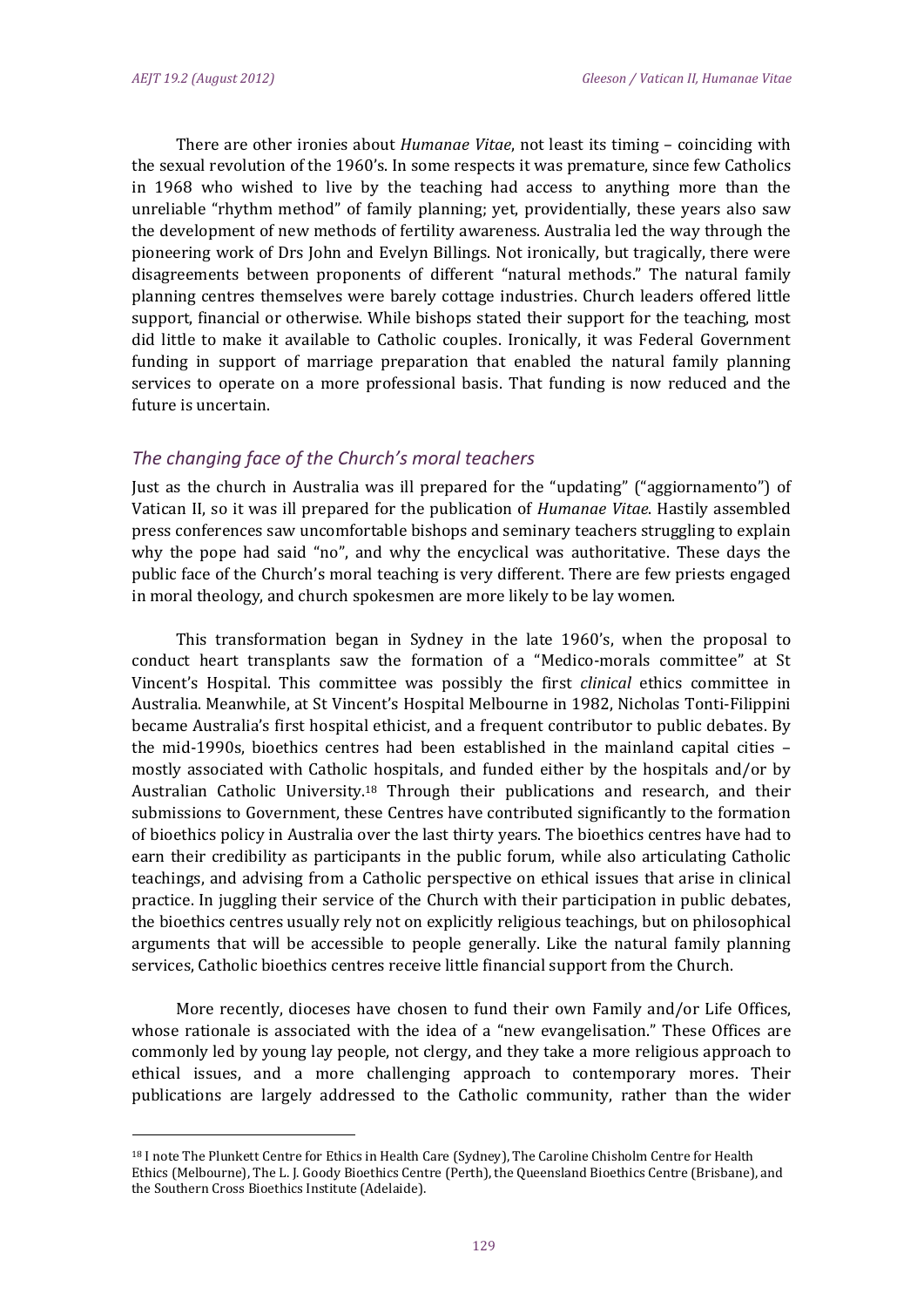There are other ironies about *Humanae Vitae*, not least its timing – coinciding with the sexual revolution of the 1960's. In some respects it was premature, since few Catholics in 1968 who wished to live by the teaching had access to anything more than the unreliable "rhythm method" of family planning; yet, providentially, these years also saw the development of new methods of fertility awareness. Australia led the way through the pioneering work of Drs John and Evelyn Billings. Not ironically, but tragically, there were disagreements between proponents of different "natural methods." The natural family planning centres themselves were barely cottage industries. Church leaders offered little support, financial or otherwise. While bishops stated their support for the teaching, most did little to make it available to Catholic couples. Ironically, it was Federal Government funding in support of marriage preparation that enabled the natural family planning services to operate on a more professional basis. That funding is now reduced and the future is uncertain.

## *The changing face of the Church's moral teachers*

Just as the church in Australia was ill prepared for the "updating" ("aggiornamento") of Vatican II, so it was ill prepared for the publication of *Humanae Vitae*. Hastily assembled press conferences saw uncomfortable bishops and seminary teachers struggling to explain why the pope had said "no", and why the encyclical was authoritative. These days the public face of the Church's moral teaching is very different. There are few priests engaged in moral theology, and church spokesmen are more likely to be lay women.

This transformation began in Sydney in the late 1960's, when the proposal to conduct heart transplants saw the formation of a "Medico-morals committee" at St Vincent's Hospital. This committee was possibly the first *clinical* ethics committee in Australia. Meanwhile, at St Vincent's Hospital Melbourne in 1982, Nicholas Tonti-Filippini became Australia's first hospital ethicist, and a frequent contributor to public debates. By the mid-1990s, bioethics centres had been established in the mainland capital cities – mostly associated with Catholic hospitals, and funded either by the hospitals and/or by Australian Catholic University.[18] Through their publications and research, and their submissions to Government, these Centres have contributed significantly to the formation of bioethics policy in Australia over the last thirty years. The bioethics centres have had to earn their credibility as participants in the public forum, while also articulating Catholic teachings, and advising from a Catholic perspective on ethical issues that arise in clinical practice. In juggling their service of the Church with their participation in public debates, the bioethics centres usually rely not on explicitly religious teachings, but on philosophical arguments that will be accessible to people generally. Like the natural family planning services, Catholic bioethics centres receive little financial support from the Church.

More recently, dioceses have chosen to fund their own Family and/or Life Offices, whose rationale is associated with the idea of a "new evangelisation." These Offices are commonly led by young lay people, not clergy, and they take a more religious approach to ethical issues, and a more challenging approach to contemporary mores. Their publications are largely addressed to the Catholic community, rather than the wider

---

[18] I note The Plunkett Centre for Ethics in Health Care (Sydney), The Caroline Chisholm Centre for Health Ethics (Melbourne), The L. J. Goody Bioethics Centre (Perth), the Queensland Bioethics Centre (Brisbane), and the Southern Cross Bioethics Institute (Adelaide).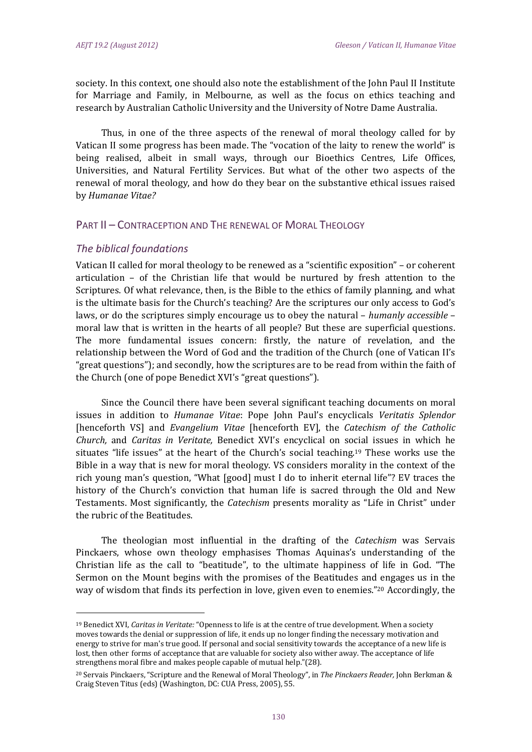society. In this context, one should also note the establishment of the John Paul II Institute for Marriage and Family, in Melbourne, as well as the focus on ethics teaching and research by Australian Catholic University and the University of Notre Dame Australia.

Thus, in one of the three aspects of the renewal of moral theology called for by Vatican II some progress has been made. The "vocation of the laity to renew the world" is being realised, albeit in small ways, through our Bioethics Centres, Life Offices, Universities, and Natural Fertility Services. But what of the other two aspects of the renewal of moral theology, and how do they bear on the substantive ethical issues raised by *Humanae Vitae?*

## PART II – CONTRACEPTION AND THE RENEWAL OF MORAL THEOLOGY

### *The biblical foundations*

Vatican II called for moral theology to be renewed as a "scientific exposition" – or coherent articulation – of the Christian life that would be nurtured by fresh attention to the Scriptures. Of what relevance, then, is the Bible to the ethics of family planning, and what is the ultimate basis for the Church's teaching? Are the scriptures our only access to God's laws, or do the scriptures simply encourage us to obey the natural – *humanly accessible* – moral law that is written in the hearts of all people? But these are superficial questions. The more fundamental issues concern: firstly, the nature of revelation, and the relationship between the Word of God and the tradition of the Church (one of Vatican II's "great questions"); and secondly, how the scriptures are to be read from within the faith of the Church (one of pope Benedict XVI's "great questions").

Since the Council there have been several significant teaching documents on moral issues in addition to *Humanae Vitae*: Pope John Paul's encyclicals *Veritatis Splendor* [henceforth VS] and *Evangelium Vitae* [henceforth EV], the *Catechism of the Catholic Church,* and *Caritas in Veritate,* Benedict XVI's encyclical on social issues in which he situates "life issues" at the heart of the Church's social teaching.[19] These works use the Bible in a way that is new for moral theology. VS considers morality in the context of the rich young man's question, "What [good] must I do to inherit eternal life"? EV traces the history of the Church's conviction that human life is sacred through the Old and New Testaments. Most significantly, the *Catechism* presents morality as "Life in Christ" under the rubric of the Beatitudes.

The theologian most influential in the drafting of the *Catechism* was Servais Pinckaers, whose own theology emphasises Thomas Aquinas's understanding of the Christian life as the call to "beatitude", to the ultimate happiness of life in God. "The Sermon on the Mount begins with the promises of the Beatitudes and engages us in the way of wisdom that finds its perfection in love, given even to enemies."[20] Accordingly, the

---

[19] Benedict XVI, *Caritas in Veritate:* "Openness to life is at the centre of true development. When a society moves towards the denial or suppression of life, it ends up no longer finding the necessary motivation and energy to strive for man's true good. If personal and social sensitivity towards the acceptance of a new life is lost, then other forms of acceptance that are valuable for society also wither away. The acceptance of life strengthens moral fibre and makes people capable of mutual help."(28).

[20] Servais Pinckaers, "Scripture and the Renewal of Moral Theology", in *The Pinckaers Reader,* John Berkman & Craig Steven Titus (eds) (Washington, DC: CUA Press, 2005), 55.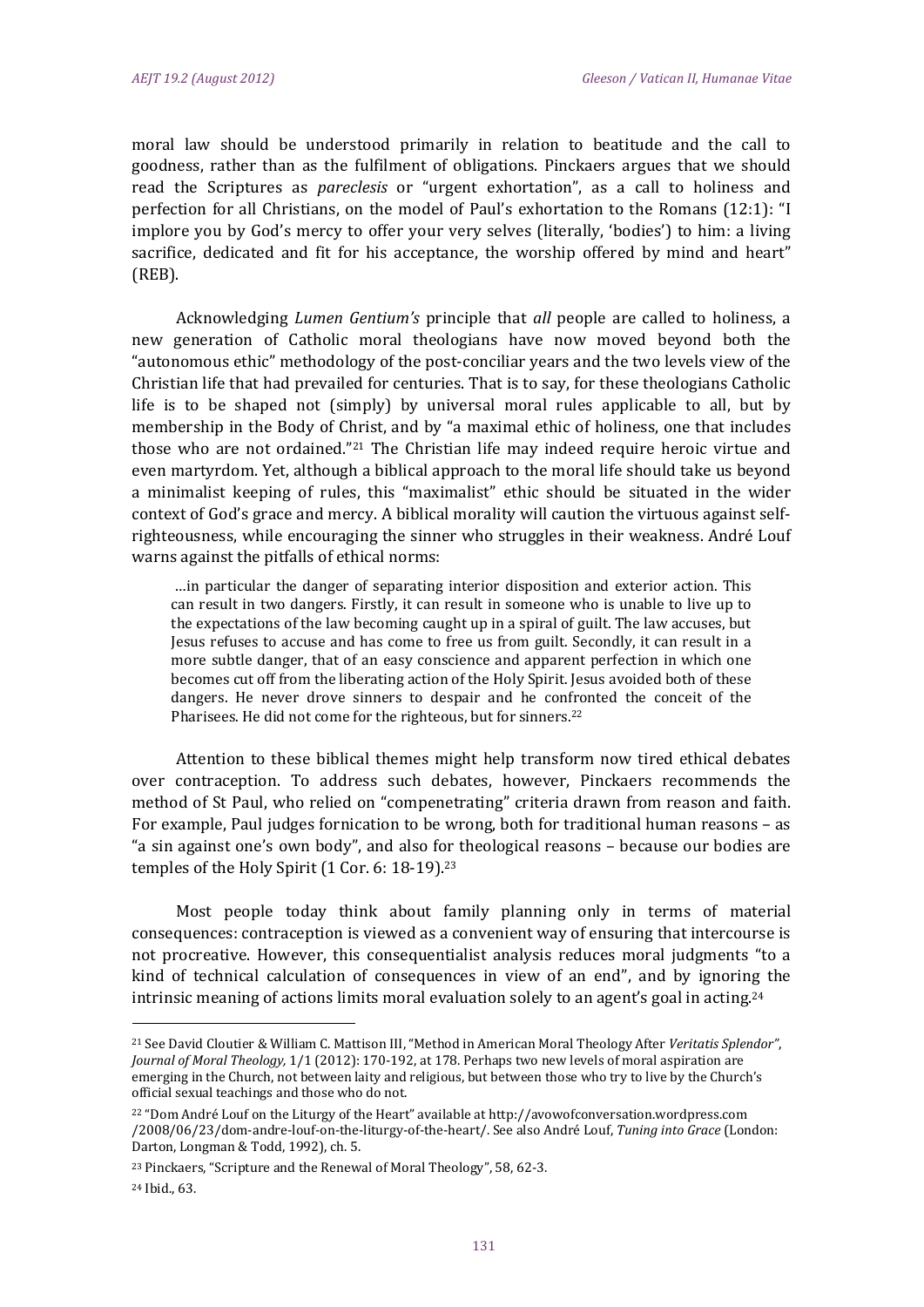moral law should be understood primarily in relation to beatitude and the call to goodness, rather than as the fulfilment of obligations. Pinckaers argues that we should read the Scriptures as *pareclesis* or "urgent exhortation", as a call to holiness and perfection for all Christians, on the model of Paul's exhortation to the Romans (12:1): "I implore you by God's mercy to offer your very selves (literally, 'bodies') to him: a living sacrifice, dedicated and fit for his acceptance, the worship offered by mind and heart" (REB).

Acknowledging *Lumen Gentium's* principle that *all* people are called to holiness, a new generation of Catholic moral theologians have now moved beyond both the "autonomous ethic" methodology of the post-conciliar years and the two levels view of the Christian life that had prevailed for centuries. That is to say, for these theologians Catholic life is to be shaped not (simply) by universal moral rules applicable to all, but by membership in the Body of Christ, and by "a maximal ethic of holiness, one that includes those who are not ordained."[21] The Christian life may indeed require heroic virtue and even martyrdom. Yet, although a biblical approach to the moral life should take us beyond a minimalist keeping of rules, this "maximalist" ethic should be situated in the wider context of God's grace and mercy. A biblical morality will caution the virtuous against self-righteousness, while encouraging the sinner who struggles in their weakness. André Louf warns against the pitfalls of ethical norms:

> …in particular the danger of separating interior disposition and exterior action. This can result in two dangers. Firstly, it can result in someone who is unable to live up to the expectations of the law becoming caught up in a spiral of guilt. The law accuses, but Jesus refuses to accuse and has come to free us from guilt. Secondly, it can result in a more subtle danger, that of an easy conscience and apparent perfection in which one becomes cut off from the liberating action of the Holy Spirit. Jesus avoided both of these dangers. He never drove sinners to despair and he confronted the conceit of the Pharisees. He did not come for the righteous, but for sinners.[22]

Attention to these biblical themes might help transform now tired ethical debates over contraception. To address such debates, however, Pinckaers recommends the method of St Paul, who relied on "compenetrating" criteria drawn from reason and faith. For example, Paul judges fornication to be wrong, both for traditional human reasons – as "a sin against one's own body", and also for theological reasons – because our bodies are temples of the Holy Spirit (1 Cor. 6: 18-19).[23]

Most people today think about family planning only in terms of material consequences: contraception is viewed as a convenient way of ensuring that intercourse is not procreative. However, this consequentialist analysis reduces moral judgments "to a kind of technical calculation of consequences in view of an end", and by ignoring the intrinsic meaning of actions limits moral evaluation solely to an agent's goal in acting.[24]

---

[21] See David Cloutier & William C. Mattison III, "Method in American Moral Theology After *Veritatis Splendor"*, *Journal of Moral Theology*, 1/1 (2012): 170-192, at 178. Perhaps two new levels of moral aspiration are emerging in the Church, not between laity and religious, but between those who try to live by the Church's official sexual teachings and those who do not.

[22] "Dom André Louf on the Liturgy of the Heart" available at http://avowofconversation.wordpress.com /2008/06/23/dom-andre-louf-on-the-liturgy-of-the-heart/. See also André Louf, *Tuning into Grace* (London: Darton, Longman & Todd, 1992), ch. 5.

[23] Pinckaers, "Scripture and the Renewal of Moral Theology", 58, 62-3.

[24] Ibid., 63.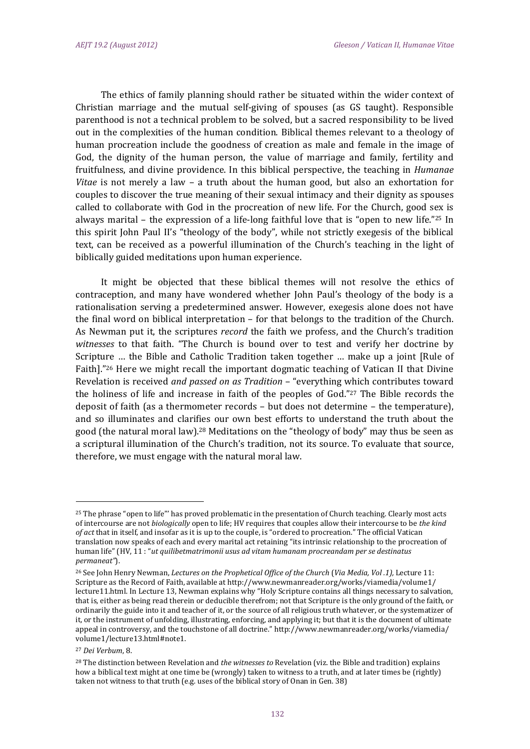The ethics of family planning should rather be situated within the wider context of Christian marriage and the mutual self-giving of spouses (as GS taught). Responsible parenthood is not a technical problem to be solved, but a sacred responsibility to be lived out in the complexities of the human condition. Biblical themes relevant to a theology of human procreation include the goodness of creation as male and female in the image of God, the dignity of the human person, the value of marriage and family, fertility and fruitfulness, and divine providence. In this biblical perspective, the teaching in *Humanae Vitae* is not merely a law – a truth about the human good, but also an exhortation for couples to discover the true meaning of their sexual intimacy and their dignity as spouses called to collaborate with God in the procreation of new life. For the Church, good sex is always marital – the expression of a life-long faithful love that is "open to new life."[25] In this spirit John Paul II's "theology of the body", while not strictly exegesis of the biblical text, can be received as a powerful illumination of the Church's teaching in the light of biblically guided meditations upon human experience.

It might be objected that these biblical themes will not resolve the ethics of contraception, and many have wondered whether John Paul's theology of the body is a rationalisation serving a predetermined answer. However, exegesis alone does not have the final word on biblical interpretation – for that belongs to the tradition of the Church. As Newman put it, the scriptures *record* the faith we profess, and the Church's tradition *witnesses* to that faith. "The Church is bound over to test and verify her doctrine by Scripture … the Bible and Catholic Tradition taken together … make up a joint [Rule of Faith]."[26] Here we might recall the important dogmatic teaching of Vatican II that Divine Revelation is received *and passed on as Tradition* – "everything which contributes toward the holiness of life and increase in faith of the peoples of God."[27] The Bible records the deposit of faith (as a thermometer records – but does not determine – the temperature), and so illuminates and clarifies our own best efforts to understand the truth about the good (the natural moral law).[28] Meditations on the "theology of body" may thus be seen as a scriptural illumination of the Church's tradition, not its source. To evaluate that source, therefore, we must engage with the natural moral law.

---

[25] The phrase "open to life"' has proved problematic in the presentation of Church teaching. Clearly most acts of intercourse are not *biologically* open to life; HV requires that couples allow their intercourse to be *the kind of act* that in itself, and insofar as it is up to the couple, is "ordered to procreation." The official Vatican translation now speaks of each and every marital act retaining "its intrinsic relationship to the procreation of human life" (HV, 11 : "*ut quilibetmatrimonii usus ad vitam humanam procreandam per se destinatus permaneat"*).

[26] See John Henry Newman, *Lectures on the Prophetical Office of the Church* (*Via Media, Vol .1),* Lecture 11: Scripture as the Record of Faith, available at http://www.newmanreader.org/works/viamedia/volume1/lecture11.html. In Lecture 13, Newman explains why "Holy Scripture contains all things necessary to salvation, that is, either as being read therein or deducible therefrom; not that Scripture is the only ground of the faith, or ordinarily the guide into it and teacher of it, or the source of all religious truth whatever, or the systematizer of it, or the instrument of unfolding, illustrating, enforcing, and applying it; but that it is the document of ultimate appeal in controversy, and the touchstone of all doctrine." http://www.newmanreader.org/works/viamedia/volume1/lecture13.html#note1.

[27] *Dei Verbum*, 8.

[28] The distinction between Revelation and *the witnesses to* Revelation (viz. the Bible and tradition) explains how a biblical text might at one time be (wrongly) taken to witness to a truth, and at later times be (rightly) taken not witness to that truth (e.g. uses of the biblical story of Onan in Gen. 38)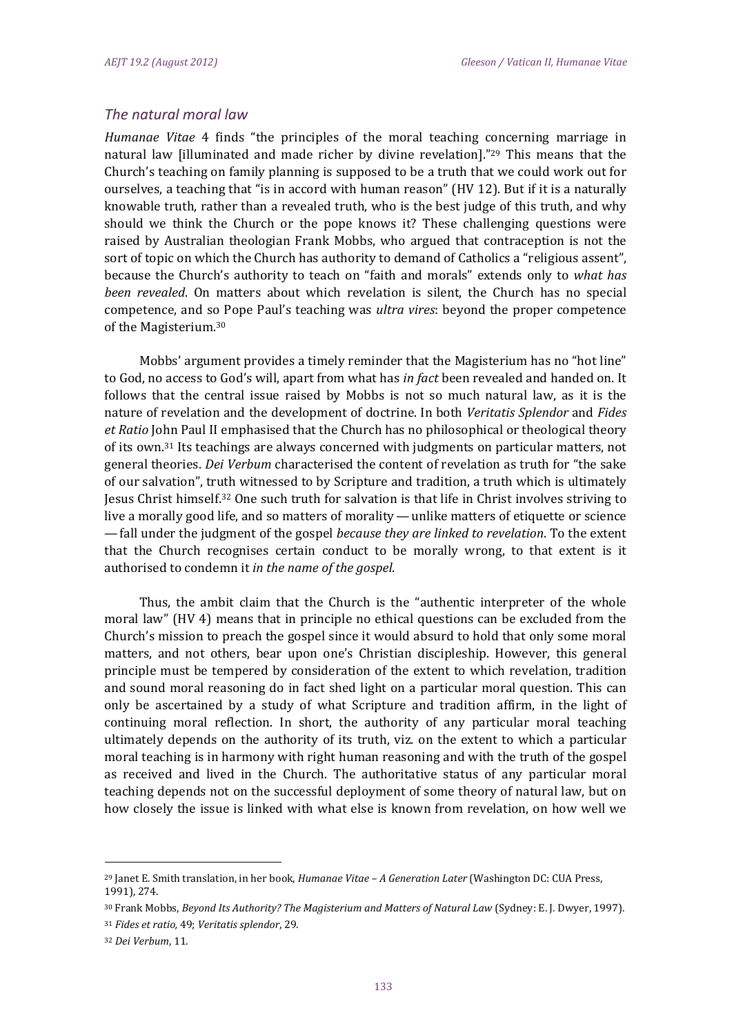## *The natural moral law*

*Humanae Vitae* 4 finds "the principles of the moral teaching concerning marriage in natural law [illuminated and made richer by divine revelation]."[29] This means that the Church's teaching on family planning is supposed to be a truth that we could work out for ourselves, a teaching that "is in accord with human reason" (HV 12). But if it is a naturally knowable truth, rather than a revealed truth, who is the best judge of this truth, and why should we think the Church or the pope knows it? These challenging questions were raised by Australian theologian Frank Mobbs, who argued that contraception is not the sort of topic on which the Church has authority to demand of Catholics a "religious assent", because the Church's authority to teach on "faith and morals" extends only to *what has been revealed*. On matters about which revelation is silent, the Church has no special competence, and so Pope Paul's teaching was *ultra vires*: beyond the proper competence of the Magisterium.[30]

Mobbs' argument provides a timely reminder that the Magisterium has no "hot line" to God, no access to God's will, apart from what has *in fact* been revealed and handed on. It follows that the central issue raised by Mobbs is not so much natural law, as it is the nature of revelation and the development of doctrine. In both *Veritatis Splendor* and *Fides et Ratio* John Paul II emphasised that the Church has no philosophical or theological theory of its own.[31] Its teachings are always concerned with judgments on particular matters, not general theories. *Dei Verbum* characterised the content of revelation as truth for "the sake of our salvation", truth witnessed to by Scripture and tradition, a truth which is ultimately Jesus Christ himself.[32] One such truth for salvation is that life in Christ involves striving to live a morally good life, and so matters of morality — unlike matters of etiquette or science — fall under the judgment of the gospel *because they are linked to revelation*. To the extent that the Church recognises certain conduct to be morally wrong, to that extent is it authorised to condemn it *in the name of the gospel*.

Thus, the ambit claim that the Church is the "authentic interpreter of the whole moral law" (HV 4) means that in principle no ethical questions can be excluded from the Church's mission to preach the gospel since it would absurd to hold that only some moral matters, and not others, bear upon one's Christian discipleship. However, this general principle must be tempered by consideration of the extent to which revelation, tradition and sound moral reasoning do in fact shed light on a particular moral question. This can only be ascertained by a study of what Scripture and tradition affirm, in the light of continuing moral reflection. In short, the authority of any particular moral teaching ultimately depends on the authority of its truth, viz. on the extent to which a particular moral teaching is in harmony with right human reasoning and with the truth of the gospel as received and lived in the Church. The authoritative status of any particular moral teaching depends not on the successful deployment of some theory of natural law, but on how closely the issue is linked with what else is known from revelation, on how well we

---

[29] Janet E. Smith translation, in her book, *Humanae Vitae – A Generation Later* (Washington DC: CUA Press, 1991), 274.

[30] Frank Mobbs, *Beyond Its Authority? The Magisterium and Matters of Natural Law* (Sydney: E. J. Dwyer, 1997).

[31] *Fides et ratio,* 49; *Veritatis splendor*, 29.

[32] *Dei Verbum*, 11.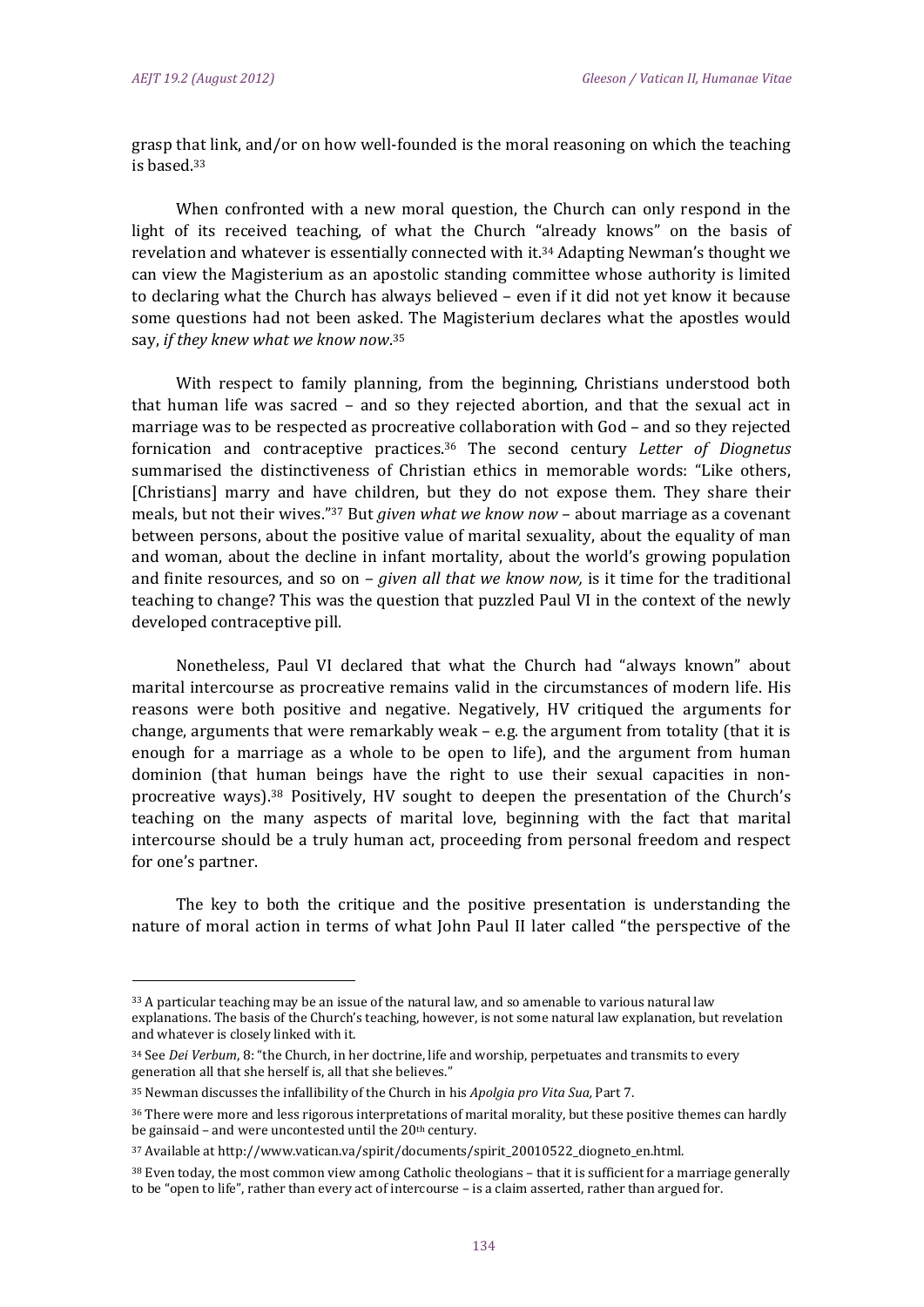grasp that link, and/or on how well-founded is the moral reasoning on which the teaching is based.[33]

When confronted with a new moral question, the Church can only respond in the light of its received teaching, of what the Church "already knows" on the basis of revelation and whatever is essentially connected with it.[34] Adapting Newman's thought we can view the Magisterium as an apostolic standing committee whose authority is limited to declaring what the Church has always believed – even if it did not yet know it because some questions had not been asked. The Magisterium declares what the apostles would say, *if they knew what we know now*.[35]

With respect to family planning, from the beginning, Christians understood both that human life was sacred – and so they rejected abortion, and that the sexual act in marriage was to be respected as procreative collaboration with God – and so they rejected fornication and contraceptive practices.[36] The second century *Letter of Diognetus* summarised the distinctiveness of Christian ethics in memorable words: "Like others, [Christians] marry and have children, but they do not expose them. They share their meals, but not their wives."[37] But *given what we know now* – about marriage as a covenant between persons, about the positive value of marital sexuality, about the equality of man and woman, about the decline in infant mortality, about the world's growing population and finite resources, and so on – *given all that we know now,* is it time for the traditional teaching to change? This was the question that puzzled Paul VI in the context of the newly developed contraceptive pill.

Nonetheless, Paul VI declared that what the Church had "always known" about marital intercourse as procreative remains valid in the circumstances of modern life. His reasons were both positive and negative. Negatively, HV critiqued the arguments for change, arguments that were remarkably weak – e.g. the argument from totality (that it is enough for a marriage as a whole to be open to life), and the argument from human dominion (that human beings have the right to use their sexual capacities in non-procreative ways).[38] Positively, HV sought to deepen the presentation of the Church's teaching on the many aspects of marital love, beginning with the fact that marital intercourse should be a truly human act, proceeding from personal freedom and respect for one's partner.

The key to both the critique and the positive presentation is understanding the nature of moral action in terms of what John Paul II later called "the perspective of the

---

[33] A particular teaching may be an issue of the natural law, and so amenable to various natural law explanations. The basis of the Church's teaching, however, is not some natural law explanation, but revelation and whatever is closely linked with it.

[34] See *Dei Verbum*, 8: "the Church, in her doctrine, life and worship, perpetuates and transmits to every generation all that she herself is, all that she believes."

[35] Newman discusses the infallibility of the Church in his *Apolgia pro Vita Sua,* Part 7.

[36] There were more and less rigorous interpretations of marital morality, but these positive themes can hardly be gainsaid – and were uncontested until the 20th century.

[37] Available at http://www.vatican.va/spirit/documents/spirit_20010522_diogneto_en.html.

[38] Even today, the most common view among Catholic theologians – that it is sufficient for a marriage generally to be "open to life", rather than every act of intercourse – is a claim asserted, rather than argued for.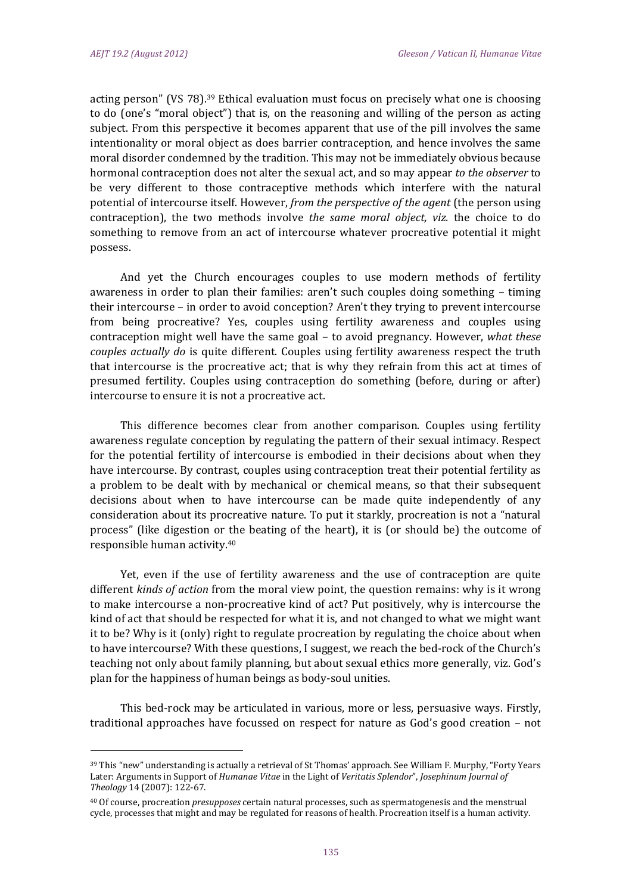acting person" (VS 78).[39] Ethical evaluation must focus on precisely what one is choosing to do (one's "moral object") that is, on the reasoning and willing of the person as acting subject. From this perspective it becomes apparent that use of the pill involves the same intentionality or moral object as does barrier contraception, and hence involves the same moral disorder condemned by the tradition. This may not be immediately obvious because hormonal contraception does not alter the sexual act, and so may appear *to the observer* to be very different to those contraceptive methods which interfere with the natural potential of intercourse itself. However, *from the perspective of the agent* (the person using contraception), the two methods involve *the same moral object, viz.* the choice to do something to remove from an act of intercourse whatever procreative potential it might possess.

And yet the Church encourages couples to use modern methods of fertility awareness in order to plan their families: aren't such couples doing something – timing their intercourse – in order to avoid conception? Aren't they trying to prevent intercourse from being procreative? Yes, couples using fertility awareness and couples using contraception might well have the same goal – to avoid pregnancy. However, *what these couples actually do* is quite different. Couples using fertility awareness respect the truth that intercourse is the procreative act; that is why they refrain from this act at times of presumed fertility. Couples using contraception do something (before, during or after) intercourse to ensure it is not a procreative act.

This difference becomes clear from another comparison. Couples using fertility awareness regulate conception by regulating the pattern of their sexual intimacy. Respect for the potential fertility of intercourse is embodied in their decisions about when they have intercourse. By contrast, couples using contraception treat their potential fertility as a problem to be dealt with by mechanical or chemical means, so that their subsequent decisions about when to have intercourse can be made quite independently of any consideration about its procreative nature. To put it starkly, procreation is not a "natural process" (like digestion or the beating of the heart), it is (or should be) the outcome of responsible human activity.[40]

Yet, even if the use of fertility awareness and the use of contraception are quite different *kinds of action* from the moral view point, the question remains: why is it wrong to make intercourse a non-procreative kind of act? Put positively, why is intercourse the kind of act that should be respected for what it is, and not changed to what we might want it to be? Why is it (only) right to regulate procreation by regulating the choice about when to have intercourse? With these questions, I suggest, we reach the bed-rock of the Church's teaching not only about family planning, but about sexual ethics more generally, viz. God's plan for the happiness of human beings as body-soul unities.

This bed-rock may be articulated in various, more or less, persuasive ways. Firstly, traditional approaches have focussed on respect for nature as God's good creation – not

---

[39] This "new" understanding is actually a retrieval of St Thomas' approach. See William F. Murphy, "Forty Years Later: Arguments in Support of *Humanae Vitae* in the Light of *Veritatis Splendor*", *Josephinum Journal of Theology* 14 (2007): 122-67.

[40] Of course, procreation *presupposes* certain natural processes, such as spermatogenesis and the menstrual cycle, processes that might and may be regulated for reasons of health. Procreation itself is a human activity.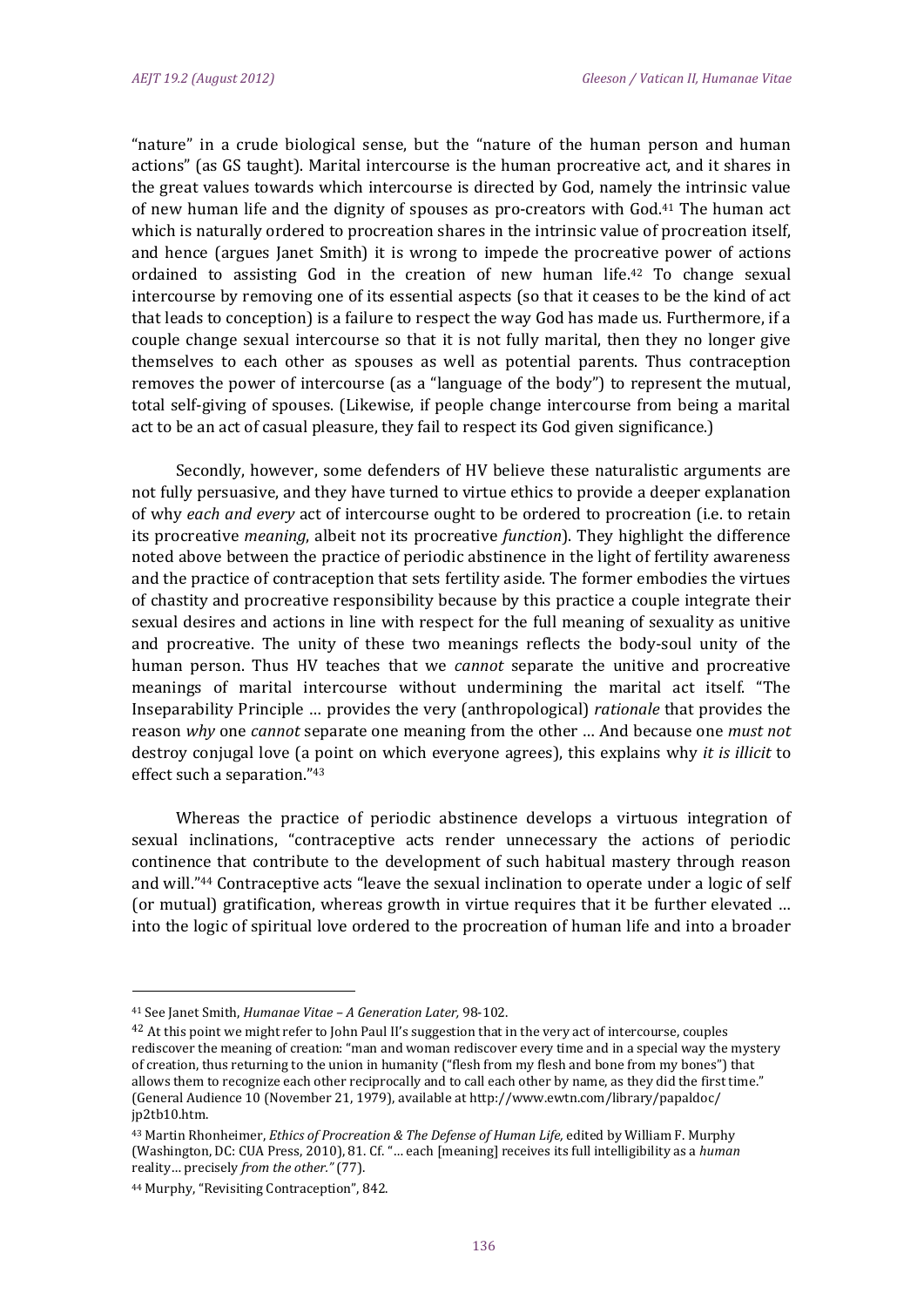"nature" in a crude biological sense, but the "nature of the human person and human actions" (as GS taught). Marital intercourse is the human procreative act, and it shares in the great values towards which intercourse is directed by God, namely the intrinsic value of new human life and the dignity of spouses as pro-creators with God.[41] The human act which is naturally ordered to procreation shares in the intrinsic value of procreation itself, and hence (argues Janet Smith) it is wrong to impede the procreative power of actions ordained to assisting God in the creation of new human life.[42] To change sexual intercourse by removing one of its essential aspects (so that it ceases to be the kind of act that leads to conception) is a failure to respect the way God has made us. Furthermore, if a couple change sexual intercourse so that it is not fully marital, then they no longer give themselves to each other as spouses as well as potential parents. Thus contraception removes the power of intercourse (as a "language of the body") to represent the mutual, total self-giving of spouses. (Likewise, if people change intercourse from being a marital act to be an act of casual pleasure, they fail to respect its God given significance.)

Secondly, however, some defenders of HV believe these naturalistic arguments are not fully persuasive, and they have turned to virtue ethics to provide a deeper explanation of why *each and every* act of intercourse ought to be ordered to procreation (i.e. to retain its procreative *meaning*, albeit not its procreative *function*). They highlight the difference noted above between the practice of periodic abstinence in the light of fertility awareness and the practice of contraception that sets fertility aside. The former embodies the virtues of chastity and procreative responsibility because by this practice a couple integrate their sexual desires and actions in line with respect for the full meaning of sexuality as unitive and procreative. The unity of these two meanings reflects the body-soul unity of the human person. Thus HV teaches that we *cannot* separate the unitive and procreative meanings of marital intercourse without undermining the marital act itself. "The Inseparability Principle … provides the very (anthropological) *rationale* that provides the reason *why* one *cannot* separate one meaning from the other … And because one *must not* destroy conjugal love (a point on which everyone agrees), this explains why *it is illicit* to effect such a separation."[43]

Whereas the practice of periodic abstinence develops a virtuous integration of sexual inclinations, "contraceptive acts render unnecessary the actions of periodic continence that contribute to the development of such habitual mastery through reason and will."[44] Contraceptive acts "leave the sexual inclination to operate under a logic of self (or mutual) gratification, whereas growth in virtue requires that it be further elevated … into the logic of spiritual love ordered to the procreation of human life and into a broader

---

[41] See Janet Smith, *Humanae Vitae – A Generation Later,* 98-102.

[42] At this point we might refer to John Paul II's suggestion that in the very act of intercourse, couples rediscover the meaning of creation: "man and woman rediscover every time and in a special way the mystery of creation, thus returning to the union in humanity ("flesh from my flesh and bone from my bones") that allows them to recognize each other reciprocally and to call each other by name, as they did the first time." (General Audience 10 (November 21, 1979), available at http://www.ewtn.com/library/papaldoc/jp2tb10.htm.

[43] Martin Rhonheimer, *Ethics of Procreation & The Defense of Human Life,* edited by William F. Murphy (Washington, DC: CUA Press, 2010), 81. Cf. "… each [meaning] receives its full intelligibility as a *human* reality… precisely *from the other."* (77).

[44] Murphy, "Revisiting Contraception", 842.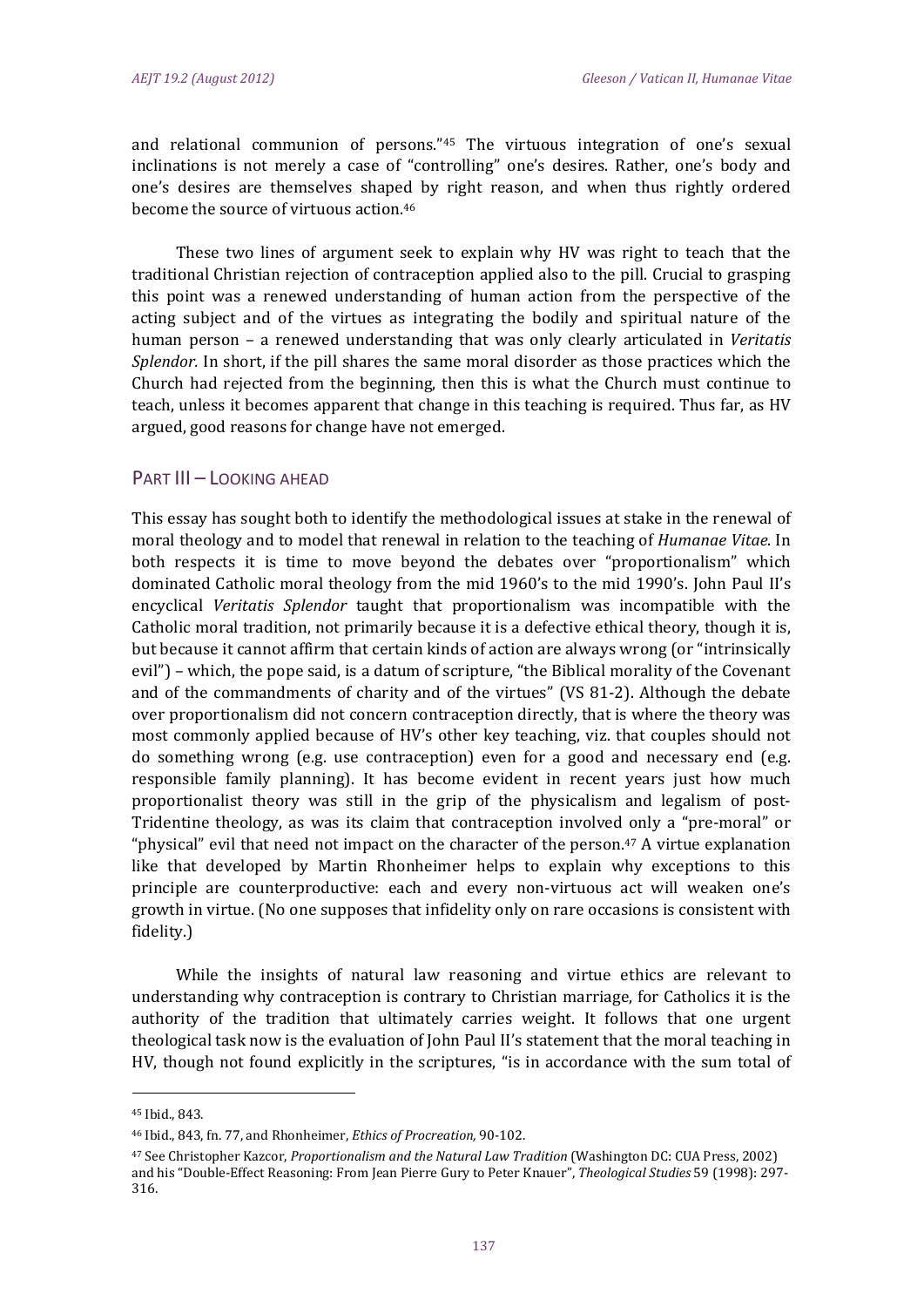and relational communion of persons."[45] The virtuous integration of one's sexual inclinations is not merely a case of "controlling" one's desires. Rather, one's body and one's desires are themselves shaped by right reason, and when thus rightly ordered become the source of virtuous action.[46]

These two lines of argument seek to explain why HV was right to teach that the traditional Christian rejection of contraception applied also to the pill. Crucial to grasping this point was a renewed understanding of human action from the perspective of the acting subject and of the virtues as integrating the bodily and spiritual nature of the human person – a renewed understanding that was only clearly articulated in *Veritatis Splendor.* In short, if the pill shares the same moral disorder as those practices which the Church had rejected from the beginning, then this is what the Church must continue to teach, unless it becomes apparent that change in this teaching is required. Thus far, as HV argued, good reasons for change have not emerged.

## PART III – LOOKING AHEAD

This essay has sought both to identify the methodological issues at stake in the renewal of moral theology and to model that renewal in relation to the teaching of *Humanae Vitae*. In both respects it is time to move beyond the debates over "proportionalism" which dominated Catholic moral theology from the mid 1960's to the mid 1990's. John Paul II's encyclical *Veritatis Splendor* taught that proportionalism was incompatible with the Catholic moral tradition, not primarily because it is a defective ethical theory, though it is, but because it cannot affirm that certain kinds of action are always wrong (or "intrinsically evil") – which, the pope said, is a datum of scripture, "the Biblical morality of the Covenant and of the commandments of charity and of the virtues" (VS 81-2). Although the debate over proportionalism did not concern contraception directly, that is where the theory was most commonly applied because of HV's other key teaching, viz. that couples should not do something wrong (e.g. use contraception) even for a good and necessary end (e.g. responsible family planning). It has become evident in recent years just how much proportionalist theory was still in the grip of the physicalism and legalism of post-Tridentine theology, as was its claim that contraception involved only a "pre-moral" or "physical" evil that need not impact on the character of the person.[47] A virtue explanation like that developed by Martin Rhonheimer helps to explain why exceptions to this principle are counterproductive: each and every non-virtuous act will weaken one's growth in virtue. (No one supposes that infidelity only on rare occasions is consistent with fidelity.)

While the insights of natural law reasoning and virtue ethics are relevant to understanding why contraception is contrary to Christian marriage, for Catholics it is the authority of the tradition that ultimately carries weight. It follows that one urgent theological task now is the evaluation of John Paul II's statement that the moral teaching in HV, though not found explicitly in the scriptures, "is in accordance with the sum total of

---

[45] Ibid., 843.

[46] Ibid., 843, fn. 77, and Rhonheimer, *Ethics of Procreation,* 90-102.

[47] See Christopher Kazcor, *Proportionalism and the Natural Law Tradition* (Washington DC: CUA Press, 2002) and his "Double-Effect Reasoning: From Jean Pierre Gury to Peter Knauer", *Theological Studies* 59 (1998): 297-316.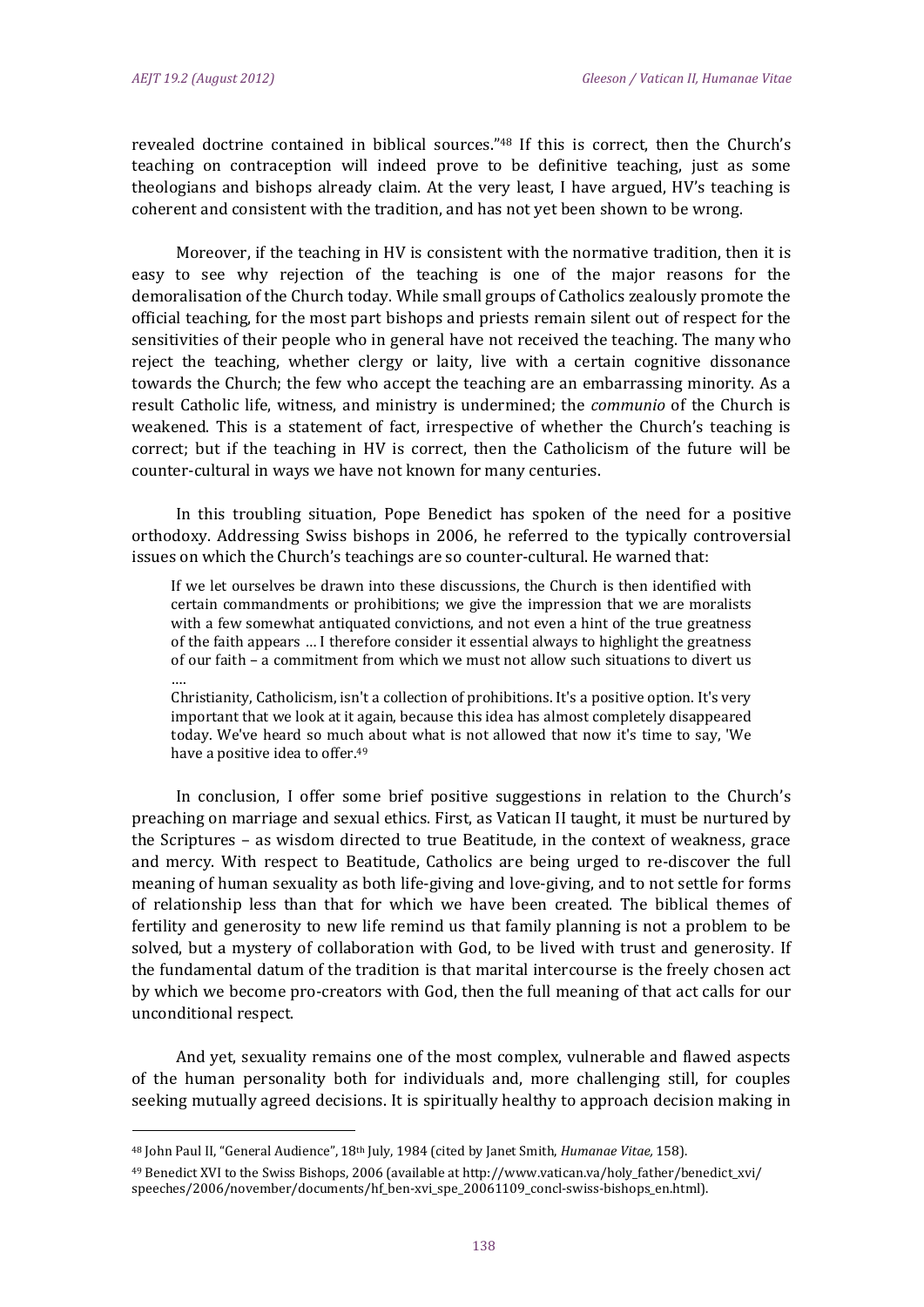revealed doctrine contained in biblical sources."[48] If this is correct, then the Church's teaching on contraception will indeed prove to be definitive teaching, just as some theologians and bishops already claim. At the very least, I have argued, HV's teaching is coherent and consistent with the tradition, and has not yet been shown to be wrong.

Moreover, if the teaching in HV is consistent with the normative tradition, then it is easy to see why rejection of the teaching is one of the major reasons for the demoralisation of the Church today. While small groups of Catholics zealously promote the official teaching, for the most part bishops and priests remain silent out of respect for the sensitivities of their people who in general have not received the teaching. The many who reject the teaching, whether clergy or laity, live with a certain cognitive dissonance towards the Church; the few who accept the teaching are an embarrassing minority. As a result Catholic life, witness, and ministry is undermined; the *communio* of the Church is weakened. This is a statement of fact, irrespective of whether the Church's teaching is correct; but if the teaching in HV is correct, then the Catholicism of the future will be counter-cultural in ways we have not known for many centuries.

In this troubling situation, Pope Benedict has spoken of the need for a positive orthodoxy. Addressing Swiss bishops in 2006, he referred to the typically controversial issues on which the Church's teachings are so counter-cultural. He warned that:

> If we let ourselves be drawn into these discussions, the Church is then identified with certain commandments or prohibitions; we give the impression that we are moralists with a few somewhat antiquated convictions, and not even a hint of the true greatness of the faith appears … I therefore consider it essential always to highlight the greatness of our faith – a commitment from which we must not allow such situations to divert us ….
>
> Christianity, Catholicism, isn't a collection of prohibitions. It's a positive option. It's very important that we look at it again, because this idea has almost completely disappeared today. We've heard so much about what is not allowed that now it's time to say, 'We have a positive idea to offer.[49]

In conclusion, I offer some brief positive suggestions in relation to the Church's preaching on marriage and sexual ethics. First, as Vatican II taught, it must be nurtured by the Scriptures – as wisdom directed to true Beatitude, in the context of weakness, grace and mercy. With respect to Beatitude, Catholics are being urged to re-discover the full meaning of human sexuality as both life-giving and love-giving, and to not settle for forms of relationship less than that for which we have been created. The biblical themes of fertility and generosity to new life remind us that family planning is not a problem to be solved, but a mystery of collaboration with God, to be lived with trust and generosity. If the fundamental datum of the tradition is that marital intercourse is the freely chosen act by which we become pro-creators with God, then the full meaning of that act calls for our unconditional respect.

And yet, sexuality remains one of the most complex, vulnerable and flawed aspects of the human personality both for individuals and, more challenging still, for couples seeking mutually agreed decisions. It is spiritually healthy to approach decision making in

---

[48] John Paul II, "General Audience", 18th July, 1984 (cited by Janet Smith, *Humanae Vitae,* 158).

[49] Benedict XVI to the Swiss Bishops, 2006 (available at http://www.vatican.va/holy_father/benedict_xvi/speeches/2006/november/documents/hf_ben-xvi_spe_20061109_concl-swiss-bishops_en.html).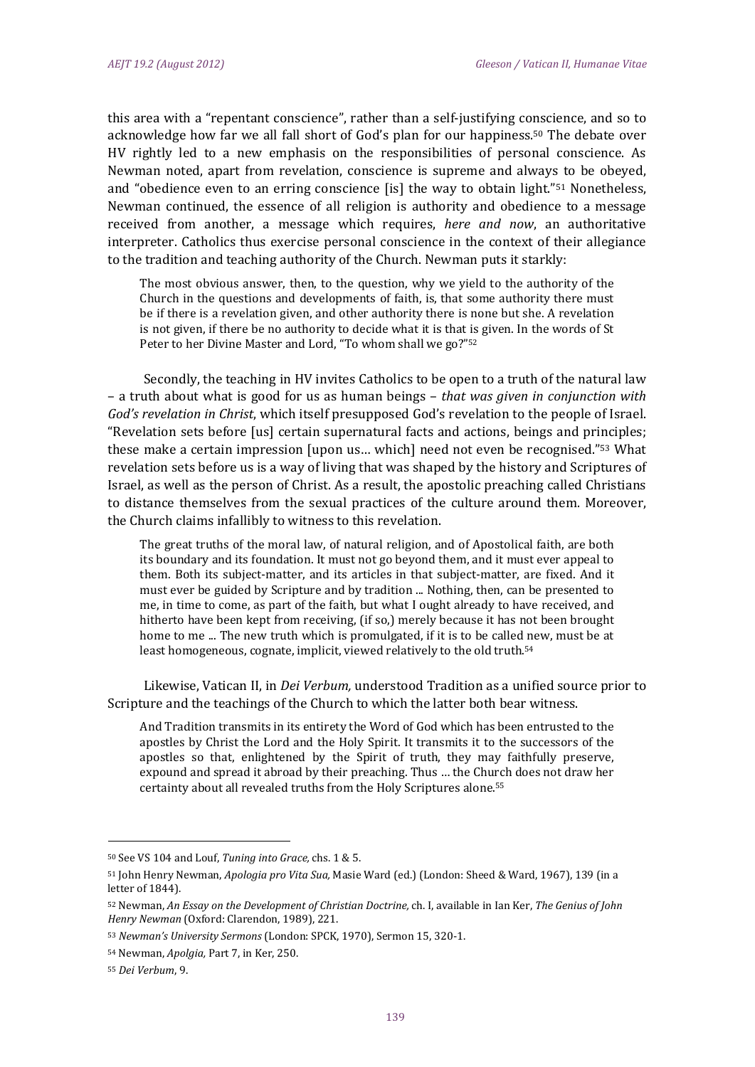this area with a "repentant conscience", rather than a self-justifying conscience, and so to acknowledge how far we all fall short of God's plan for our happiness.[50] The debate over HV rightly led to a new emphasis on the responsibilities of personal conscience. As Newman noted, apart from revelation, conscience is supreme and always to be obeyed, and "obedience even to an erring conscience [is] the way to obtain light."[51] Nonetheless, Newman continued, the essence of all religion is authority and obedience to a message received from another, a message which requires, *here and now*, an authoritative interpreter. Catholics thus exercise personal conscience in the context of their allegiance to the tradition and teaching authority of the Church. Newman puts it starkly:

> The most obvious answer, then, to the question, why we yield to the authority of the Church in the questions and developments of faith, is, that some authority there must be if there is a revelation given, and other authority there is none but she. A revelation is not given, if there be no authority to decide what it is that is given. In the words of St Peter to her Divine Master and Lord, "To whom shall we go?"[52]

Secondly, the teaching in HV invites Catholics to be open to a truth of the natural law – a truth about what is good for us as human beings – *that was given in conjunction with God's revelation in Christ*, which itself presupposed God's revelation to the people of Israel. "Revelation sets before [us] certain supernatural facts and actions, beings and principles; these make a certain impression [upon us… which] need not even be recognised."[53] What revelation sets before us is a way of living that was shaped by the history and Scriptures of Israel, as well as the person of Christ. As a result, the apostolic preaching called Christians to distance themselves from the sexual practices of the culture around them. Moreover, the Church claims infallibly to witness to this revelation.

> The great truths of the moral law, of natural religion, and of Apostolical faith, are both its boundary and its foundation. It must not go beyond them, and it must ever appeal to them. Both its subject-matter, and its articles in that subject-matter, are fixed. And it must ever be guided by Scripture and by tradition ... Nothing, then, can be presented to me, in time to come, as part of the faith, but what I ought already to have received, and hitherto have been kept from receiving, (if so,) merely because it has not been brought home to me ... The new truth which is promulgated, if it is to be called new, must be at least homogeneous, cognate, implicit, viewed relatively to the old truth.[54]

Likewise, Vatican II, in *Dei Verbum,* understood Tradition as a unified source prior to Scripture and the teachings of the Church to which the latter both bear witness.

> And Tradition transmits in its entirety the Word of God which has been entrusted to the apostles by Christ the Lord and the Holy Spirit. It transmits it to the successors of the apostles so that, enlightened by the Spirit of truth, they may faithfully preserve, expound and spread it abroad by their preaching. Thus … the Church does not draw her certainty about all revealed truths from the Holy Scriptures alone.[55]

---

[50] See VS 104 and Louf, *Tuning into Grace,* chs. 1 & 5.

[51] John Henry Newman, *Apologia pro Vita Sua,* Masie Ward (ed.) (London: Sheed & Ward, 1967), 139 (in a letter of 1844).

[52] Newman, *An Essay on the Development of Christian Doctrine,* ch. I, available in Ian Ker, *The Genius of John Henry Newman* (Oxford: Clarendon, 1989), 221.

[53] *Newman's University Sermons* (London: SPCK, 1970), Sermon 15, 320-1.

[54] Newman, *Apolgia,* Part 7, in Ker, 250.

[55] *Dei Verbum*, 9.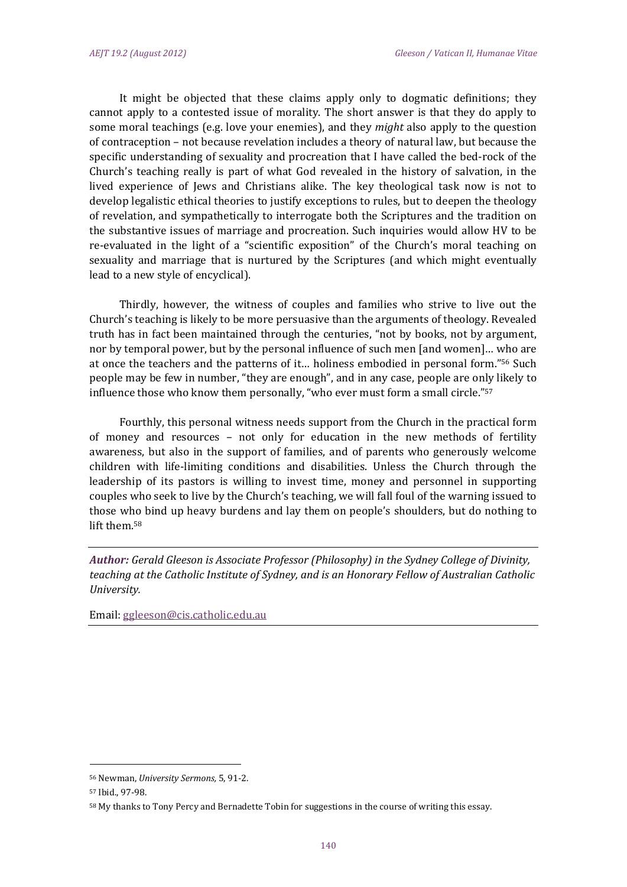It might be objected that these claims apply only to dogmatic definitions; they cannot apply to a contested issue of morality. The short answer is that they do apply to some moral teachings (e.g. love your enemies), and they *might* also apply to the question of contraception – not because revelation includes a theory of natural law, but because the specific understanding of sexuality and procreation that I have called the bed-rock of the Church's teaching really is part of what God revealed in the history of salvation, in the lived experience of Jews and Christians alike. The key theological task now is not to develop legalistic ethical theories to justify exceptions to rules, but to deepen the theology of revelation, and sympathetically to interrogate both the Scriptures and the tradition on the substantive issues of marriage and procreation. Such inquiries would allow HV to be re-evaluated in the light of a "scientific exposition" of the Church's moral teaching on sexuality and marriage that is nurtured by the Scriptures (and which might eventually lead to a new style of encyclical).

Thirdly, however, the witness of couples and families who strive to live out the Church's teaching is likely to be more persuasive than the arguments of theology. Revealed truth has in fact been maintained through the centuries, "not by books, not by argument, nor by temporal power, but by the personal influence of such men [and women]… who are at once the teachers and the patterns of it… holiness embodied in personal form."[56] Such people may be few in number, "they are enough", and in any case, people are only likely to influence those who know them personally, "who ever must form a small circle."[57]

Fourthly, this personal witness needs support from the Church in the practical form of money and resources – not only for education in the new methods of fertility awareness, but also in the support of families, and of parents who generously welcome children with life-limiting conditions and disabilities. Unless the Church through the leadership of its pastors is willing to invest time, money and personnel in supporting couples who seek to live by the Church's teaching, we will fall foul of the warning issued to those who bind up heavy burdens and lay them on people's shoulders, but do nothing to lift them.[58]

---

***Author:*** *Gerald Gleeson is Associate Professor (Philosophy) in the Sydney College of Divinity, teaching at the Catholic Institute of Sydney, and is an Honorary Fellow of Australian Catholic University.*

Email: ggleeson@cis.catholic.edu.au

---

[56] Newman, *University Sermons,* 5, 91-2.

[57] Ibid., 97-98.

[58] My thanks to Tony Percy and Bernadette Tobin for suggestions in the course of writing this essay.